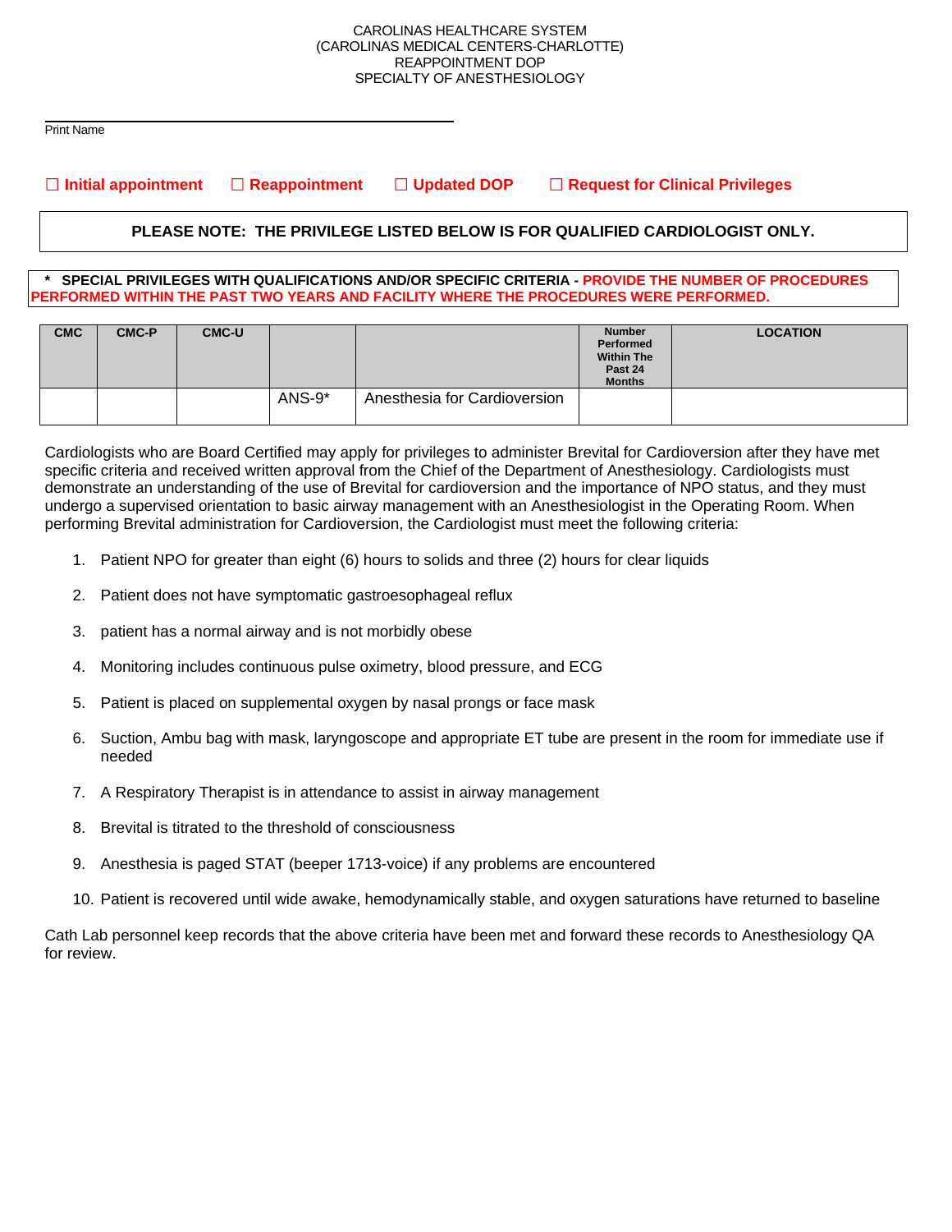CAROLINAS HEALTHCARE SYSTEM
(CAROLINAS MEDICAL CENTERS-CHARLOTTE)
REAPPOINTMENT DOP
SPECIALTY OF ANESTHESIOLOGY

_______________________________________________
Print Name

☐ **Initial appointment** ☐ **Reappointment** ☐ **Updated DOP** ☐ **Request for Clinical Privileges**

**PLEASE NOTE: THE PRIVILEGE LISTED BELOW IS FOR QUALIFIED CARDIOLOGIST ONLY.**

**\* SPECIAL PRIVILEGES WITH QUALIFICATIONS AND/OR SPECIFIC CRITERIA - PROVIDE THE NUMBER OF PROCEDURES PERFORMED WITHIN THE PAST TWO YEARS AND FACILITY WHERE THE PROCEDURES WERE PERFORMED.**

| CMC | CMC-P | CMC-U | | | Number Performed Within The Past 24 Months | LOCATION |
|---|---|---|---|---|---|---|
| | | | ANS-9* | Anesthesia for Cardioversion | | |

Cardiologists who are Board Certified may apply for privileges to administer Brevital for Cardioversion after they have met specific criteria and received written approval from the Chief of the Department of Anesthesiology. Cardiologists must demonstrate an understanding of the use of Brevital for cardioversion and the importance of NPO status, and they must undergo a supervised orientation to basic airway management with an Anesthesiologist in the Operating Room. When performing Brevital administration for Cardioversion, the Cardiologist must meet the following criteria:

1. Patient NPO for greater than eight (6) hours to solids and three (2) hours for clear liquids
2. Patient does not have symptomatic gastroesophageal reflux
3. patient has a normal airway and is not morbidly obese
4. Monitoring includes continuous pulse oximetry, blood pressure, and ECG
5. Patient is placed on supplemental oxygen by nasal prongs or face mask
6. Suction, Ambu bag with mask, laryngoscope and appropriate ET tube are present in the room for immediate use if needed
7. A Respiratory Therapist is in attendance to assist in airway management
8. Brevital is titrated to the threshold of consciousness
9. Anesthesia is paged STAT (beeper 1713-voice) if any problems are encountered
10. Patient is recovered until wide awake, hemodynamically stable, and oxygen saturations have returned to baseline

Cath Lab personnel keep records that the above criteria have been met and forward these records to Anesthesiology QA for review.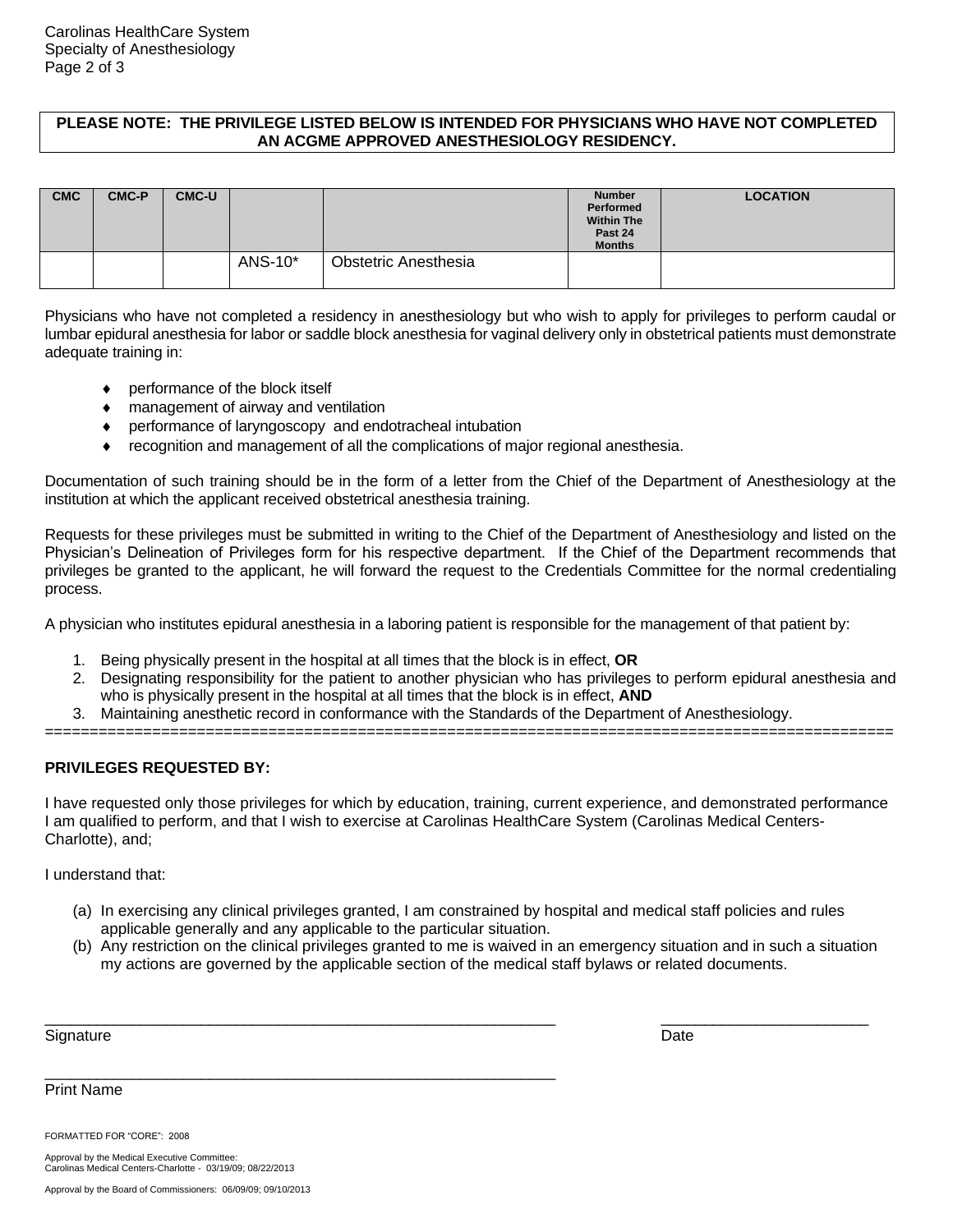**PLEASE NOTE: THE PRIVILEGE LISTED BELOW IS INTENDED FOR PHYSICIANS WHO HAVE NOT COMPLETED AN ACGME APPROVED ANESTHESIOLOGY RESIDENCY.**

| CMC | CMC-P | CMC-U | | | Number Performed Within The Past 24 Months | LOCATION |
|---|---|---|---|---|---|---|
| | | | ANS-10* | Obstetric Anesthesia | | |

Physicians who have not completed a residency in anesthesiology but who wish to apply for privileges to perform caudal or lumbar epidural anesthesia for labor or saddle block anesthesia for vaginal delivery only in obstetrical patients must demonstrate adequate training in:

- performance of the block itself
- management of airway and ventilation
- performance of laryngoscopy and endotracheal intubation
- recognition and management of all the complications of major regional anesthesia.

Documentation of such training should be in the form of a letter from the Chief of the Department of Anesthesiology at the institution at which the applicant received obstetrical anesthesia training.

Requests for these privileges must be submitted in writing to the Chief of the Department of Anesthesiology and listed on the Physician's Delineation of Privileges form for his respective department. If the Chief of the Department recommends that privileges be granted to the applicant, he will forward the request to the Credentials Committee for the normal credentialing process.

A physician who institutes epidural anesthesia in a laboring patient is responsible for the management of that patient by:

1. Being physically present in the hospital at all times that the block is in effect, **OR**
2. Designating responsibility for the patient to another physician who has privileges to perform epidural anesthesia and who is physically present in the hospital at all times that the block is in effect, **AND**
3. Maintaining anesthetic record in conformance with the Standards of the Department of Anesthesiology.

==========================================================================================

**PRIVILEGES REQUESTED BY:**

I have requested only those privileges for which by education, training, current experience, and demonstrated performance I am qualified to perform, and that I wish to exercise at Carolinas HealthCare System (Carolinas Medical Centers-Charlotte), and;

I understand that:

(a) In exercising any clinical privileges granted, I am constrained by hospital and medical staff policies and rules applicable generally and any applicable to the particular situation.
(b) Any restriction on the clinical privileges granted to me is waived in an emergency situation and in such a situation my actions are governed by the applicable section of the medical staff bylaws or related documents.

_______________________________________________ ____________________

Signature Date

_______________________________________________

Print Name

FORMATTED FOR "CORE": 2008

Approval by the Medical Executive Committee:
Carolinas Medical Centers-Charlotte - 03/19/09; 08/22/2013

Approval by the Board of Commissioners: 06/09/09; 09/10/2013